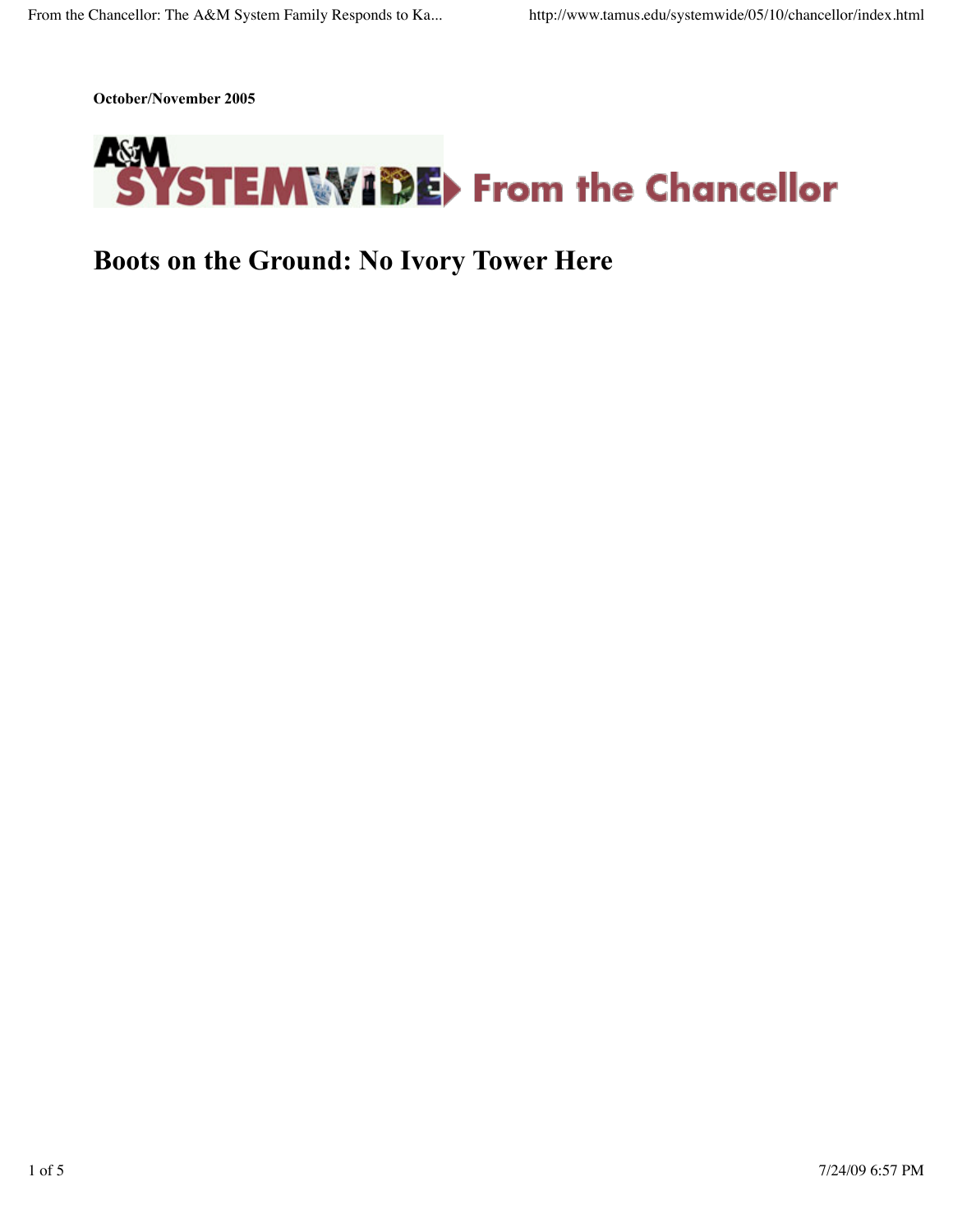**October/November 2005**

A&M SYSTEMWIDE From the Chancellor

# Boots on the Ground: No Ivory Tower Here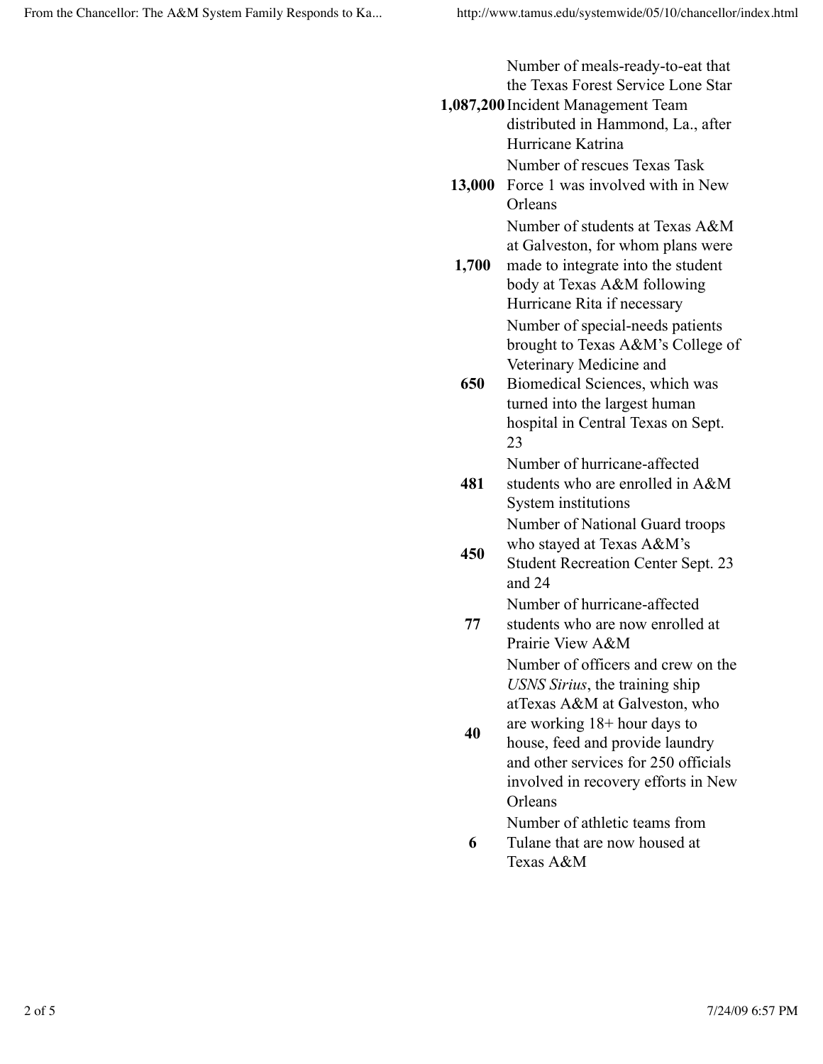| | |
|---|---|
| **1,087,200** | Number of meals-ready-to-eat that the Texas Forest Service Lone Star Incident Management Team distributed in Hammond, La., after Hurricane Katrina |
| **13,000** | Number of rescues Texas Task Force 1 was involved with in New Orleans |
| **1,700** | Number of students at Texas A&M at Galveston, for whom plans were made to integrate into the student body at Texas A&M following Hurricane Rita if necessary |
| **650** | Number of special-needs patients brought to Texas A&M's College of Veterinary Medicine and Biomedical Sciences, which was turned into the largest human hospital in Central Texas on Sept. 23 |
| **481** | Number of hurricane-affected students who are enrolled in A&M System institutions |
| **450** | Number of National Guard troops who stayed at Texas A&M's Student Recreation Center Sept. 23 and 24 |
| **77** | Number of hurricane-affected students who are now enrolled at Prairie View A&M |
| **40** | Number of officers and crew on the *USNS Sirius*, the training ship atTexas A&M at Galveston, who are working 18+ hour days to house, feed and provide laundry and other services for 250 officials involved in recovery efforts in New Orleans |
| **6** | Number of athletic teams from Tulane that are now housed at Texas A&M |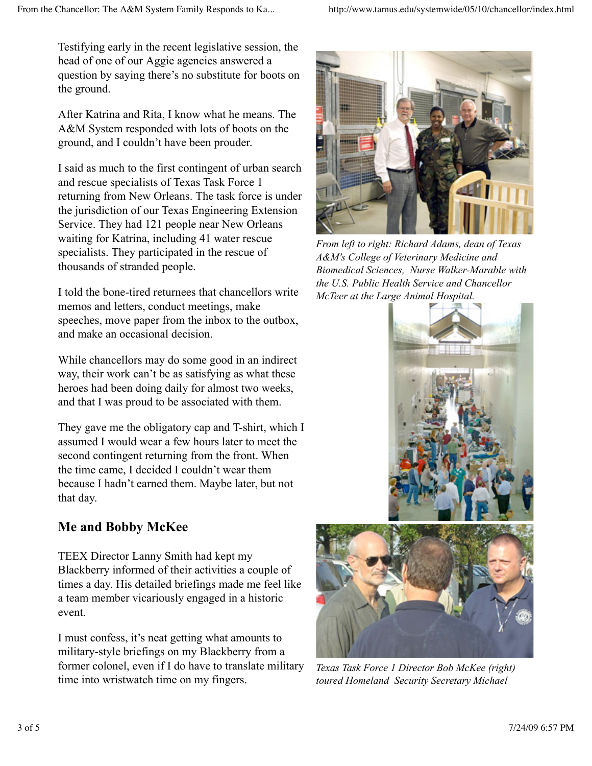Testifying early in the recent legislative session, the head of one of our Aggie agencies answered a question by saying there's no substitute for boots on the ground.

After Katrina and Rita, I know what he means. The A&M System responded with lots of boots on the ground, and I couldn't have been prouder.

I said as much to the first contingent of urban search and rescue specialists of Texas Task Force 1 returning from New Orleans. The task force is under the jurisdiction of our Texas Engineering Extension Service. They had 121 people near New Orleans waiting for Katrina, including 41 water rescue specialists. They participated in the rescue of thousands of stranded people.

I told the bone-tired returnees that chancellors write memos and letters, conduct meetings, make speeches, move paper from the inbox to the outbox, and make an occasional decision.

While chancellors may do some good in an indirect way, their work can't be as satisfying as what these heroes had been doing daily for almost two weeks, and that I was proud to be associated with them.

They gave me the obligatory cap and T-shirt, which I assumed I would wear a few hours later to meet the second contingent returning from the front. When the time came, I decided I couldn't wear them because I hadn't earned them. Maybe later, but not that day.

## Me and Bobby McKee

TEEX Director Lanny Smith had kept my Blackberry informed of their activities a couple of times a day. His detailed briefings made me feel like a team member vicariously engaged in a historic event.

I must confess, it's neat getting what amounts to military-style briefings on my Blackberry from a former colonel, even if I do have to translate military time into wristwatch time on my fingers.

*From left to right: Richard Adams, dean of Texas A&M's College of Veterinary Medicine and Biomedical Sciences, Nurse Walker-Marable with the U.S. Public Health Service and Chancellor McTeer at the Large Animal Hospital.*

*Texas Task Force 1 Director Bob McKee (right) toured Homeland Security Secretary Michael*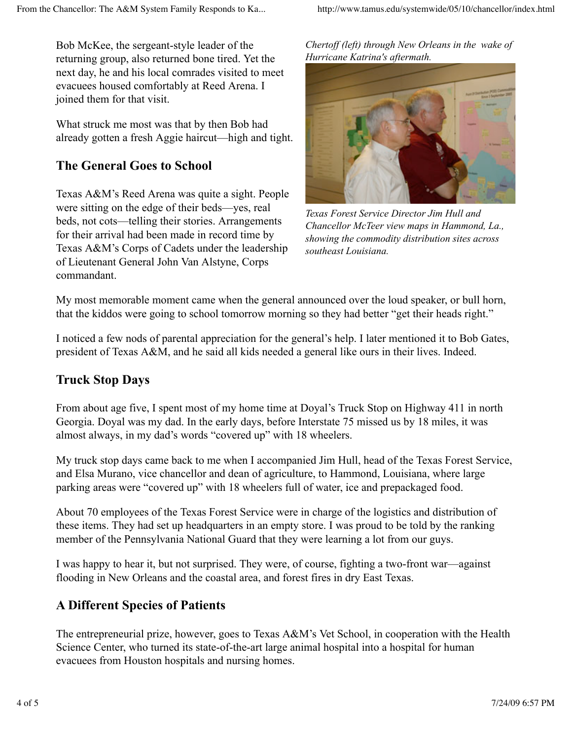Bob McKee, the sergeant-style leader of the returning group, also returned bone tired. Yet the next day, he and his local comrades visited to meet evacuees housed comfortably at Reed Arena. I joined them for that visit.

What struck me most was that by then Bob had already gotten a fresh Aggie haircut—high and tight.

*Chertoff (left) through New Orleans in the wake of Hurricane Katrina's aftermath.*

*Texas Forest Service Director Jim Hull and Chancellor McTeer view maps in Hammond, La., showing the commodity distribution sites across southeast Louisiana.*

## The General Goes to School

Texas A&M's Reed Arena was quite a sight. People were sitting on the edge of their beds—yes, real beds, not cots—telling their stories. Arrangements for their arrival had been made in record time by Texas A&M's Corps of Cadets under the leadership of Lieutenant General John Van Alstyne, Corps commandant.

My most memorable moment came when the general announced over the loud speaker, or bull horn, that the kiddos were going to school tomorrow morning so they had better "get their heads right."

I noticed a few nods of parental appreciation for the general's help. I later mentioned it to Bob Gates, president of Texas A&M, and he said all kids needed a general like ours in their lives. Indeed.

## Truck Stop Days

From about age five, I spent most of my home time at Doyal's Truck Stop on Highway 411 in north Georgia. Doyal was my dad. In the early days, before Interstate 75 missed us by 18 miles, it was almost always, in my dad's words "covered up" with 18 wheelers.

My truck stop days came back to me when I accompanied Jim Hull, head of the Texas Forest Service, and Elsa Murano, vice chancellor and dean of agriculture, to Hammond, Louisiana, where large parking areas were "covered up" with 18 wheelers full of water, ice and prepackaged food.

About 70 employees of the Texas Forest Service were in charge of the logistics and distribution of these items. They had set up headquarters in an empty store. I was proud to be told by the ranking member of the Pennsylvania National Guard that they were learning a lot from our guys.

I was happy to hear it, but not surprised. They were, of course, fighting a two-front war—against flooding in New Orleans and the coastal area, and forest fires in dry East Texas.

## A Different Species of Patients

The entrepreneurial prize, however, goes to Texas A&M's Vet School, in cooperation with the Health Science Center, who turned its state-of-the-art large animal hospital into a hospital for human evacuees from Houston hospitals and nursing homes.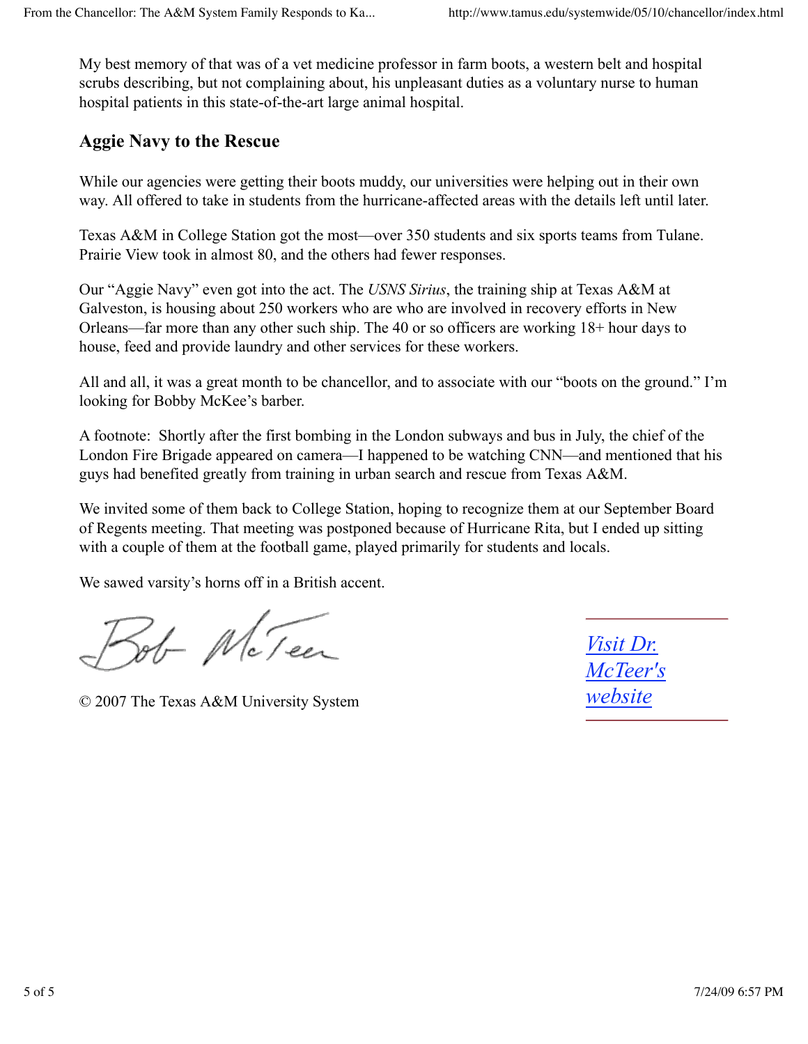My best memory of that was of a vet medicine professor in farm boots, a western belt and hospital scrubs describing, but not complaining about, his unpleasant duties as a voluntary nurse to human hospital patients in this state-of-the-art large animal hospital.

## Aggie Navy to the Rescue

While our agencies were getting their boots muddy, our universities were helping out in their own way. All offered to take in students from the hurricane-affected areas with the details left until later.

Texas A&M in College Station got the most—over 350 students and six sports teams from Tulane. Prairie View took in almost 80, and the others had fewer responses.

Our "Aggie Navy" even got into the act. The *USNS Sirius*, the training ship at Texas A&M at Galveston, is housing about 250 workers who are who are involved in recovery efforts in New Orleans—far more than any other such ship. The 40 or so officers are working 18+ hour days to house, feed and provide laundry and other services for these workers.

All and all, it was a great month to be chancellor, and to associate with our "boots on the ground." I'm looking for Bobby McKee's barber.

A footnote: Shortly after the first bombing in the London subways and bus in July, the chief of the London Fire Brigade appeared on camera—I happened to be watching CNN—and mentioned that his guys had benefited greatly from training in urban search and rescue from Texas A&M.

We invited some of them back to College Station, hoping to recognize them at our September Board of Regents meeting. That meeting was postponed because of Hurricane Rita, but I ended up sitting with a couple of them at the football game, played primarily for students and locals.

We sawed varsity's horns off in a British accent.

Bob McTeer

© 2007 The Texas A&M University System

*Visit Dr. McTeer's website*